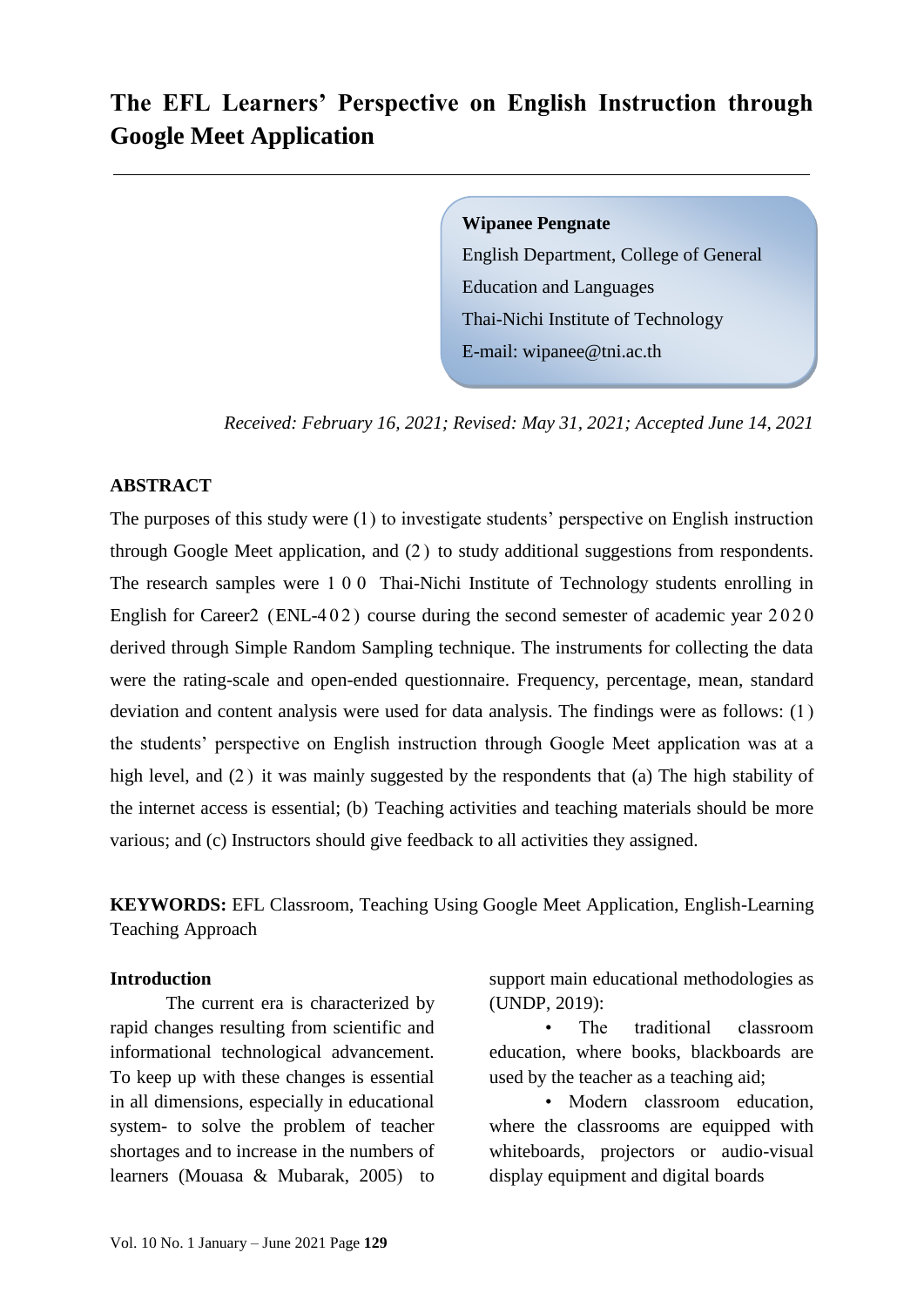# The EFL Learners' Perspective on English Instruction through Google Meet Application

**Wipanee Pengnate**
English Department, College of General Education and Languages
Thai-Nichi Institute of Technology
E-mail: wipanee@tni.ac.th

*Received: February 16, 2021; Revised: May 31, 2021; Accepted June 14, 2021*

## ABSTRACT

The purposes of this study were (1) to investigate students' perspective on English instruction through Google Meet application, and (2) to study additional suggestions from respondents. The research samples were 100 Thai-Nichi Institute of Technology students enrolling in English for Career2 (ENL-402) course during the second semester of academic year 2020 derived through Simple Random Sampling technique. The instruments for collecting the data were the rating-scale and open-ended questionnaire. Frequency, percentage, mean, standard deviation and content analysis were used for data analysis. The findings were as follows: (1) the students' perspective on English instruction through Google Meet application was at a high level, and (2) it was mainly suggested by the respondents that (a) The high stability of the internet access is essential; (b) Teaching activities and teaching materials should be more various; and (c) Instructors should give feedback to all activities they assigned.

**KEYWORDS:** EFL Classroom, Teaching Using Google Meet Application, English-Learning Teaching Approach

## Introduction

The current era is characterized by rapid changes resulting from scientific and informational technological advancement. To keep up with these changes is essential in all dimensions, especially in educational system- to solve the problem of teacher shortages and to increase in the numbers of learners (Mouasa & Mubarak, 2005) to support main educational methodologies as (UNDP, 2019):

- The traditional classroom education, where books, blackboards are used by the teacher as a teaching aid;
- Modern classroom education, where the classrooms are equipped with whiteboards, projectors or audio-visual display equipment and digital boards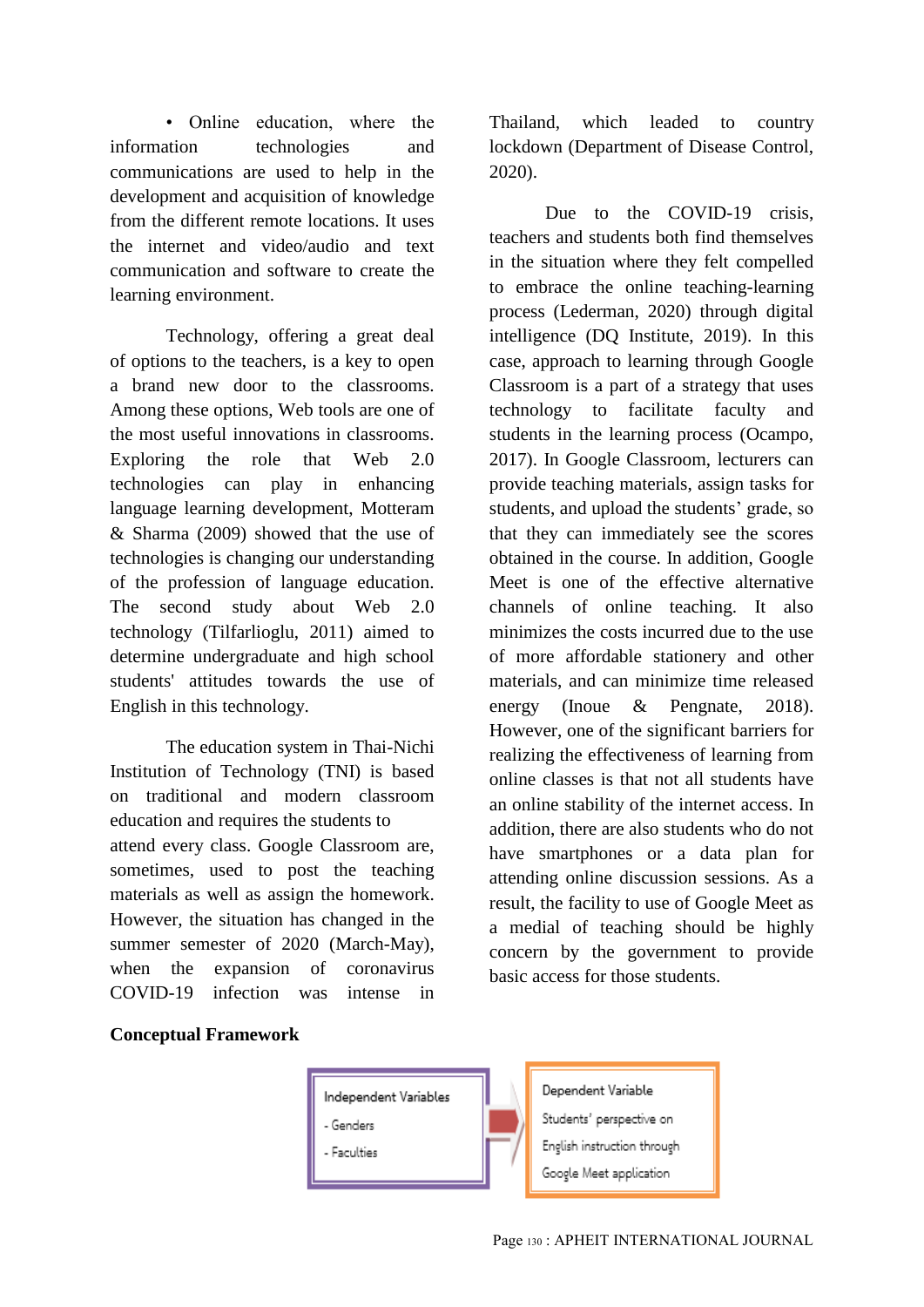- Online education, where the information technologies and communications are used to help in the development and acquisition of knowledge from the different remote locations. It uses the internet and video/audio and text communication and software to create the learning environment.

Technology, offering a great deal of options to the teachers, is a key to open a brand new door to the classrooms. Among these options, Web tools are one of the most useful innovations in classrooms. Exploring the role that Web 2.0 technologies can play in enhancing language learning development, Motteram & Sharma (2009) showed that the use of technologies is changing our understanding of the profession of language education. The second study about Web 2.0 technology (Tilfarlioglu, 2011) aimed to determine undergraduate and high school students' attitudes towards the use of English in this technology.

The education system in Thai-Nichi Institution of Technology (TNI) is based on traditional and modern classroom education and requires the students to attend every class. Google Classroom are, sometimes, used to post the teaching materials as well as assign the homework. However, the situation has changed in the summer semester of 2020 (March-May), when the expansion of coronavirus COVID-19 infection was intense in Thailand, which leaded to country lockdown (Department of Disease Control, 2020).

Due to the COVID-19 crisis, teachers and students both find themselves in the situation where they felt compelled to embrace the online teaching-learning process (Lederman, 2020) through digital intelligence (DQ Institute, 2019). In this case, approach to learning through Google Classroom is a part of a strategy that uses technology to facilitate faculty and students in the learning process (Ocampo, 2017). In Google Classroom, lecturers can provide teaching materials, assign tasks for students, and upload the students' grade, so that they can immediately see the scores obtained in the course. In addition, Google Meet is one of the effective alternative channels of online teaching. It also minimizes the costs incurred due to the use of more affordable stationery and other materials, and can minimize time released energy (Inoue & Pengnate, 2018). However, one of the significant barriers for realizing the effectiveness of learning from online classes is that not all students have an online stability of the internet access. In addition, there are also students who do not have smartphones or a data plan for attending online discussion sessions. As a result, the facility to use of Google Meet as a medial of teaching should be highly concern by the government to provide basic access for those students.

**Conceptual Framework**

| Independent Variables | → | Dependent Variable |
|---|---|---|
| - Genders<br>- Faculties | | Students' perspective on English instruction through Google Meet application |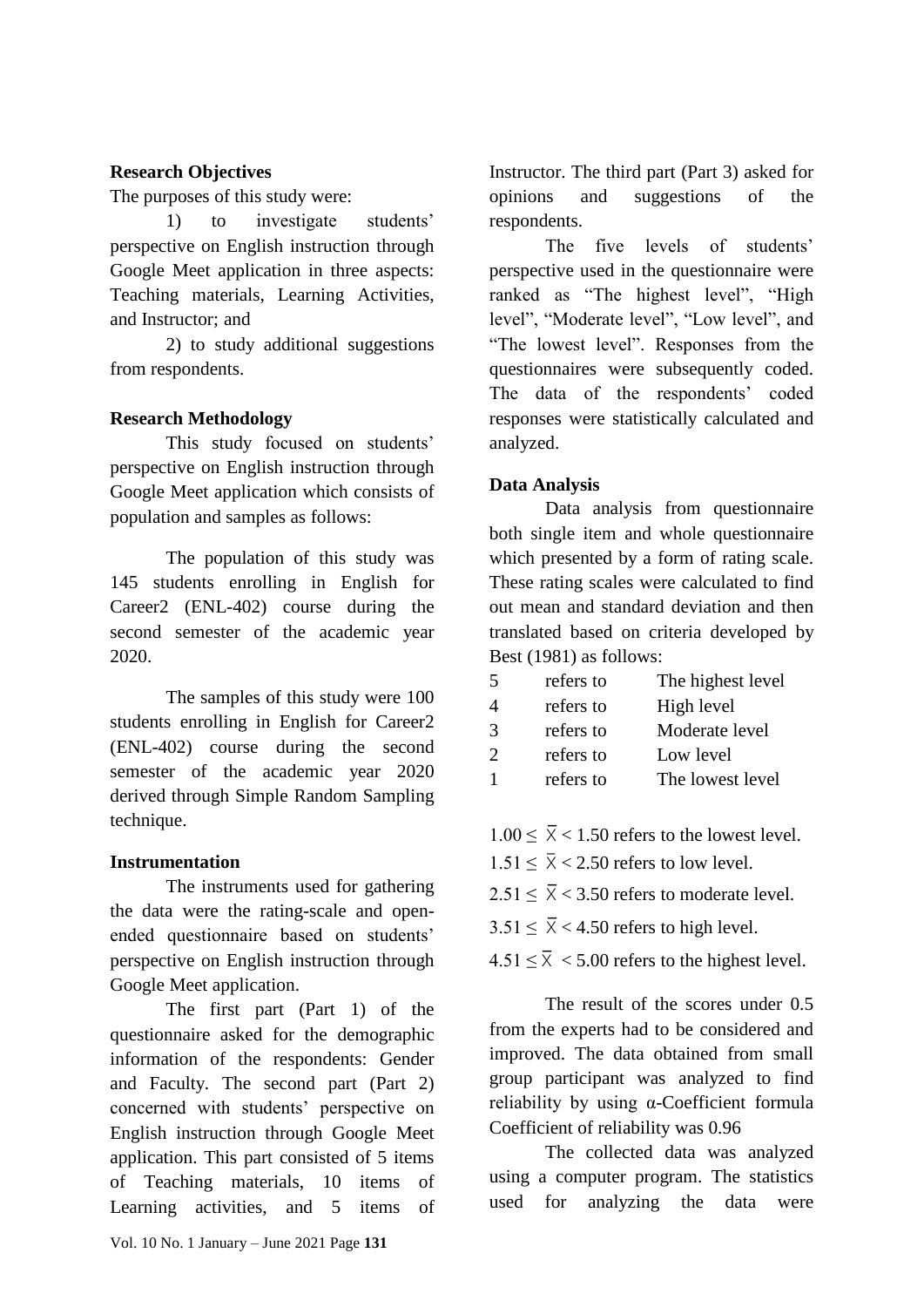**Research Objectives**

The purposes of this study were:

1) to investigate students' perspective on English instruction through Google Meet application in three aspects: Teaching materials, Learning Activities, and Instructor; and

2) to study additional suggestions from respondents.

**Research Methodology**

This study focused on students' perspective on English instruction through Google Meet application which consists of population and samples as follows:

The population of this study was 145 students enrolling in English for Career2 (ENL-402) course during the second semester of the academic year 2020.

The samples of this study were 100 students enrolling in English for Career2 (ENL-402) course during the second semester of the academic year 2020 derived through Simple Random Sampling technique.

**Instrumentation**

The instruments used for gathering the data were the rating-scale and open-ended questionnaire based on students' perspective on English instruction through Google Meet application.

The first part (Part 1) of the questionnaire asked for the demographic information of the respondents: Gender and Faculty. The second part (Part 2) concerned with students' perspective on English instruction through Google Meet application. This part consisted of 5 items of Teaching materials, 10 items of Learning activities, and 5 items of Instructor. The third part (Part 3) asked for opinions and suggestions of the respondents.

The five levels of students' perspective used in the questionnaire were ranked as "The highest level", "High level", "Moderate level", "Low level", and "The lowest level". Responses from the questionnaires were subsequently coded. The data of the respondents' coded responses were statistically calculated and analyzed.

**Data Analysis**

Data analysis from questionnaire both single item and whole questionnaire which presented by a form of rating scale. These rating scales were calculated to find out mean and standard deviation and then translated based on criteria developed by Best (1981) as follows:

| | | |
|---|---|---|
| 5 | refers to | The highest level |
| 4 | refers to | High level |
| 3 | refers to | Moderate level |
| 2 | refers to | Low level |
| 1 | refers to | The lowest level |

$1.00 \leq \bar{X} < 1.50$ refers to the lowest level.

$1.51 \leq \bar{X} < 2.50$ refers to low level.

$2.51 \leq \bar{X} < 3.50$ refers to moderate level.

$3.51 \leq \bar{X} < 4.50$ refers to high level.

$4.51 \leq \bar{X} < 5.00$ refers to the highest level.

The result of the scores under 0.5 from the experts had to be considered and improved. The data obtained from small group participant was analyzed to find reliability by using α-Coefficient formula Coefficient of reliability was 0.96

The collected data was analyzed using a computer program. The statistics used for analyzing the data were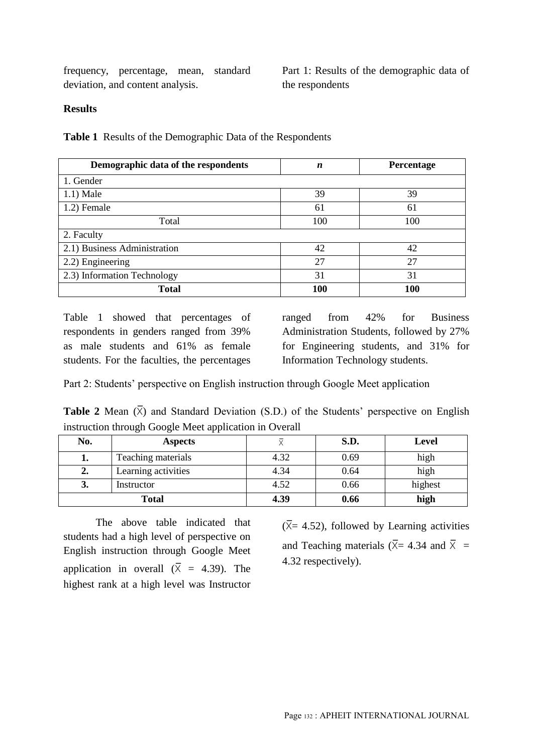frequency, percentage, mean, standard deviation, and content analysis.

**Results**

Part 1: Results of the demographic data of the respondents

**Table 1** Results of the Demographic Data of the Respondents

| Demographic data of the respondents | *n* | Percentage |
|---|---|---|
| 1. Gender | | |
| 1.1) Male | 39 | 39 |
| 1.2) Female | 61 | 61 |
| Total | 100 | 100 |
| 2. Faculty | | |
| 2.1) Business Administration | 42 | 42 |
| 2.2) Engineering | 27 | 27 |
| 2.3) Information Technology | 31 | 31 |
| **Total** | **100** | **100** |

Table 1 showed that percentages of respondents in genders ranged from 39% as male students and 61% as female students. For the faculties, the percentages ranged from 42% for Business Administration Students, followed by 27% for Engineering students, and 31% for Information Technology students.

Part 2: Students' perspective on English instruction through Google Meet application

**Table 2** Mean ($\bar{X}$) and Standard Deviation (S.D.) of the Students' perspective on English instruction through Google Meet application in Overall

| No. | Aspects | $\bar{X}$ | S.D. | Level |
|---|---|---|---|---|
| **1.** | Teaching materials | 4.32 | 0.69 | high |
| **2.** | Learning activities | 4.34 | 0.64 | high |
| **3.** | Instructor | 4.52 | 0.66 | highest |
| **Total** | | **4.39** | **0.66** | **high** |

The above table indicated that students had a high level of perspective on English instruction through Google Meet application in overall ($\bar{X}$ = 4.39). The highest rank at a high level was Instructor ($\bar{X}$= 4.52), followed by Learning activities and Teaching materials ($\bar{X}$= 4.34 and $\bar{X}$ = 4.32 respectively).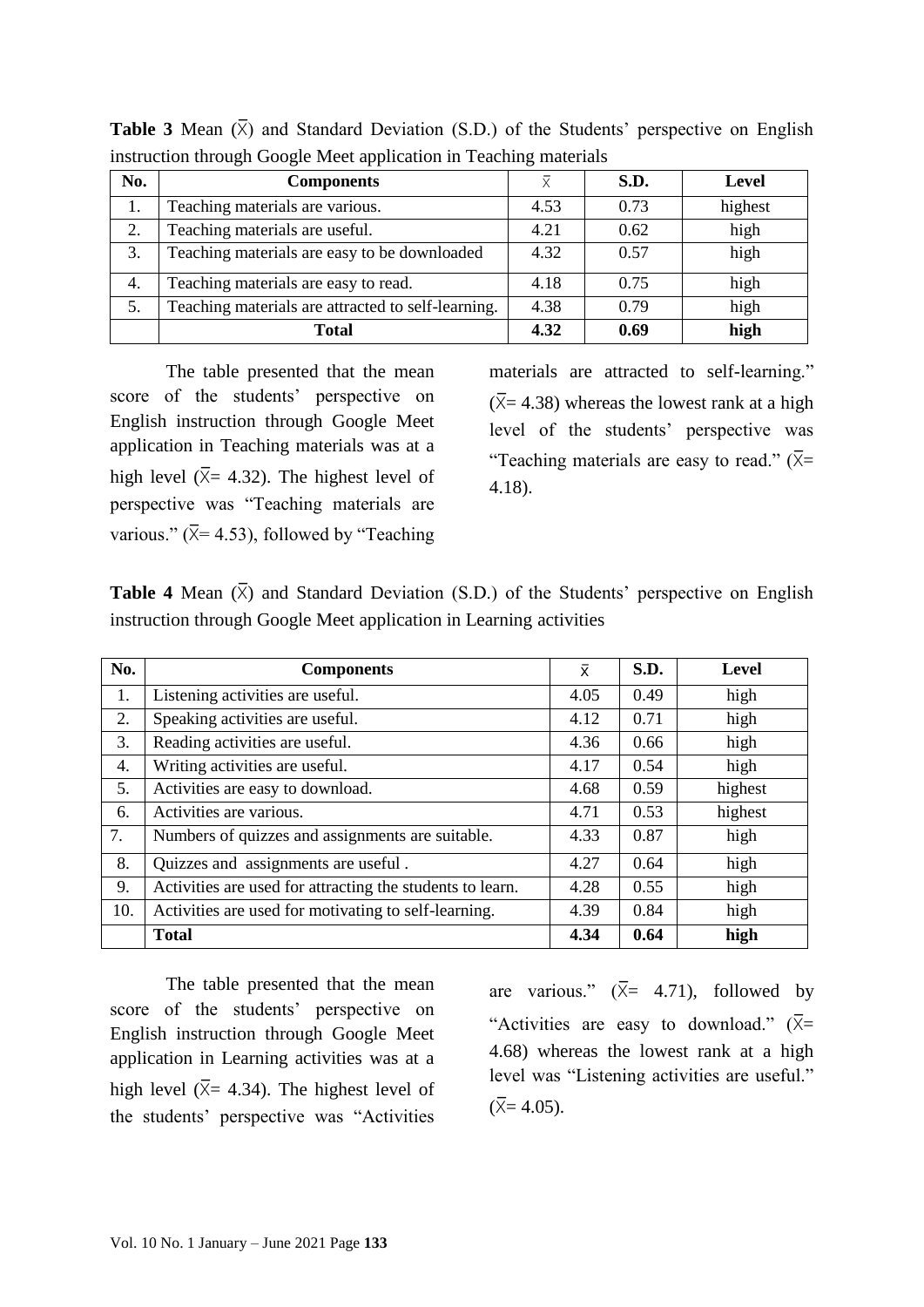**Table 3** Mean ($\bar{X}$) and Standard Deviation (S.D.) of the Students' perspective on English instruction through Google Meet application in Teaching materials

| No. | Components | $\bar{X}$ | S.D. | Level |
|---|---|---|---|---|
| 1. | Teaching materials are various. | 4.53 | 0.73 | highest |
| 2. | Teaching materials are useful. | 4.21 | 0.62 | high |
| 3. | Teaching materials are easy to be downloaded | 4.32 | 0.57 | high |
| 4. | Teaching materials are easy to read. | 4.18 | 0.75 | high |
| 5. | Teaching materials are attracted to self-learning. | 4.38 | 0.79 | high |
| | **Total** | **4.32** | **0.69** | **high** |

The table presented that the mean score of the students' perspective on English instruction through Google Meet application in Teaching materials was at a high level ($\bar{X}$= 4.32). The highest level of perspective was "Teaching materials are various." ($\bar{X}$= 4.53), followed by "Teaching materials are attracted to self-learning." ($\bar{X}$= 4.38) whereas the lowest rank at a high level of the students' perspective was "Teaching materials are easy to read." ($\bar{X}$= 4.18).

**Table 4** Mean ($\bar{X}$) and Standard Deviation (S.D.) of the Students' perspective on English instruction through Google Meet application in Learning activities

| No. | Components | $\bar{X}$ | S.D. | Level |
|---|---|---|---|---|
| 1. | Listening activities are useful. | 4.05 | 0.49 | high |
| 2. | Speaking activities are useful. | 4.12 | 0.71 | high |
| 3. | Reading activities are useful. | 4.36 | 0.66 | high |
| 4. | Writing activities are useful. | 4.17 | 0.54 | high |
| 5. | Activities are easy to download. | 4.68 | 0.59 | highest |
| 6. | Activities are various. | 4.71 | 0.53 | highest |
| 7. | Numbers of quizzes and assignments are suitable. | 4.33 | 0.87 | high |
| 8. | Quizzes and assignments are useful . | 4.27 | 0.64 | high |
| 9. | Activities are used for attracting the students to learn. | 4.28 | 0.55 | high |
| 10. | Activities are used for motivating to self-learning. | 4.39 | 0.84 | high |
| | **Total** | **4.34** | **0.64** | **high** |

The table presented that the mean score of the students' perspective on English instruction through Google Meet application in Learning activities was at a high level ($\bar{X}$= 4.34). The highest level of the students' perspective was "Activities are various." ($\bar{X}$= 4.71), followed by "Activities are easy to download." ($\bar{X}$= 4.68) whereas the lowest rank at a high level was "Listening activities are useful." ($\bar{X}$= 4.05).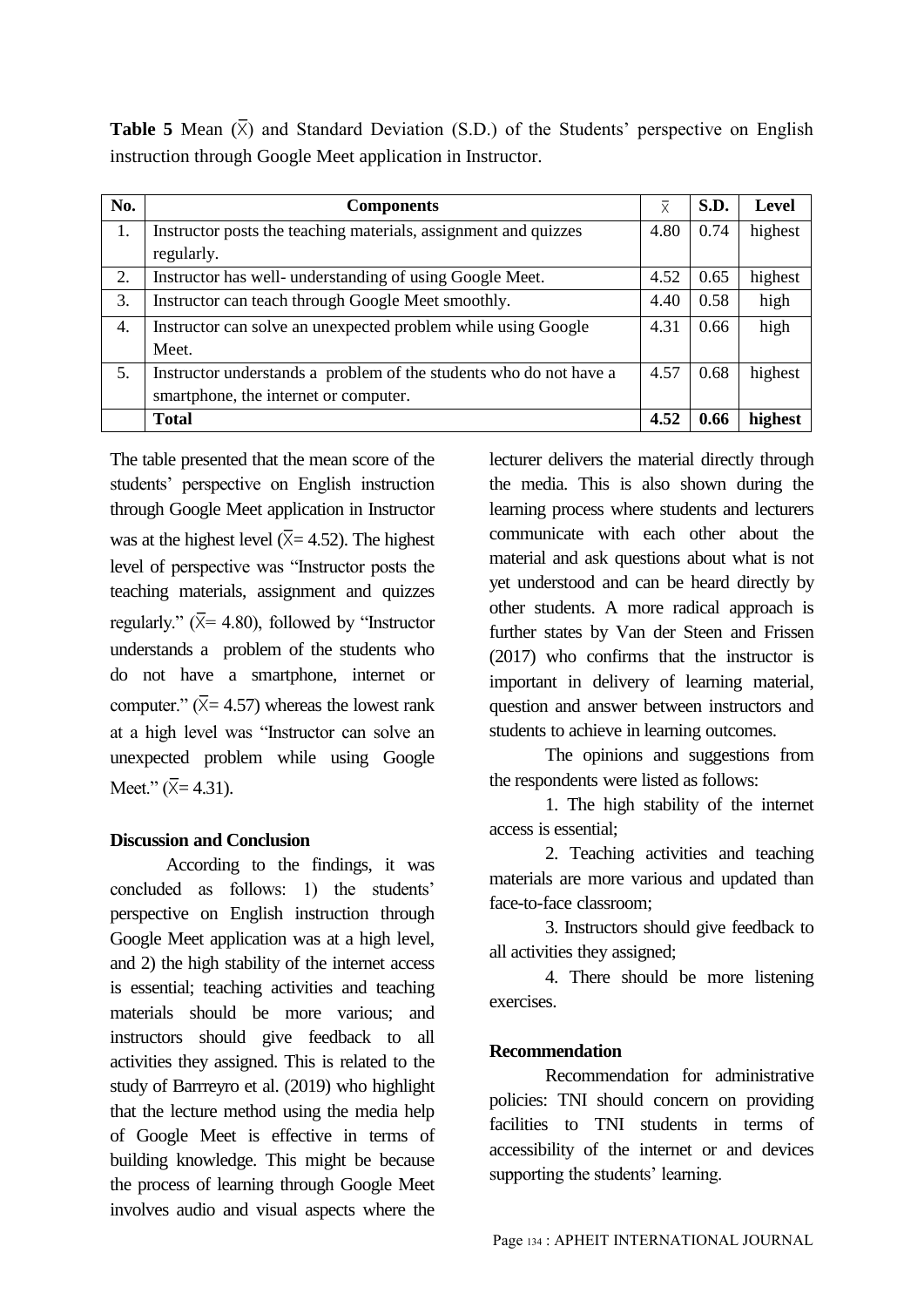**Table 5** Mean ($\bar{X}$) and Standard Deviation (S.D.) of the Students' perspective on English instruction through Google Meet application in Instructor.

| No. | Components | $\bar{X}$ | S.D. | Level |
|---|---|---|---|---|
| 1. | Instructor posts the teaching materials, assignment and quizzes regularly. | 4.80 | 0.74 | highest |
| 2. | Instructor has well- understanding of using Google Meet. | 4.52 | 0.65 | highest |
| 3. | Instructor can teach through Google Meet smoothly. | 4.40 | 0.58 | high |
| 4. | Instructor can solve an unexpected problem while using Google Meet. | 4.31 | 0.66 | high |
| 5. | Instructor understands a problem of the students who do not have a smartphone, the internet or computer. | 4.57 | 0.68 | highest |
| | **Total** | **4.52** | **0.66** | **highest** |

The table presented that the mean score of the students' perspective on English instruction through Google Meet application in Instructor was at the highest level ($\bar{X}$= 4.52). The highest level of perspective was "Instructor posts the teaching materials, assignment and quizzes regularly." ($\bar{X}$= 4.80), followed by "Instructor understands a problem of the students who do not have a smartphone, internet or computer." ($\bar{X}$= 4.57) whereas the lowest rank at a high level was "Instructor can solve an unexpected problem while using Google Meet." ($\bar{X}$= 4.31).

**Discussion and Conclusion**

According to the findings, it was concluded as follows: 1) the students' perspective on English instruction through Google Meet application was at a high level, and 2) the high stability of the internet access is essential; teaching activities and teaching materials should be more various; and instructors should give feedback to all activities they assigned. This is related to the study of Barrreyro et al. (2019) who highlight that the lecture method using the media help of Google Meet is effective in terms of building knowledge. This might be because the process of learning through Google Meet involves audio and visual aspects where the lecturer delivers the material directly through the media. This is also shown during the learning process where students and lecturers communicate with each other about the material and ask questions about what is not yet understood and can be heard directly by other students. A more radical approach is further states by Van der Steen and Frissen (2017) who confirms that the instructor is important in delivery of learning material, question and answer between instructors and students to achieve in learning outcomes.

The opinions and suggestions from the respondents were listed as follows:

1. The high stability of the internet access is essential;
2. Teaching activities and teaching materials are more various and updated than face-to-face classroom;
3. Instructors should give feedback to all activities they assigned;
4. There should be more listening exercises.

**Recommendation**

Recommendation for administrative policies: TNI should concern on providing facilities to TNI students in terms of accessibility of the internet or and devices supporting the students' learning.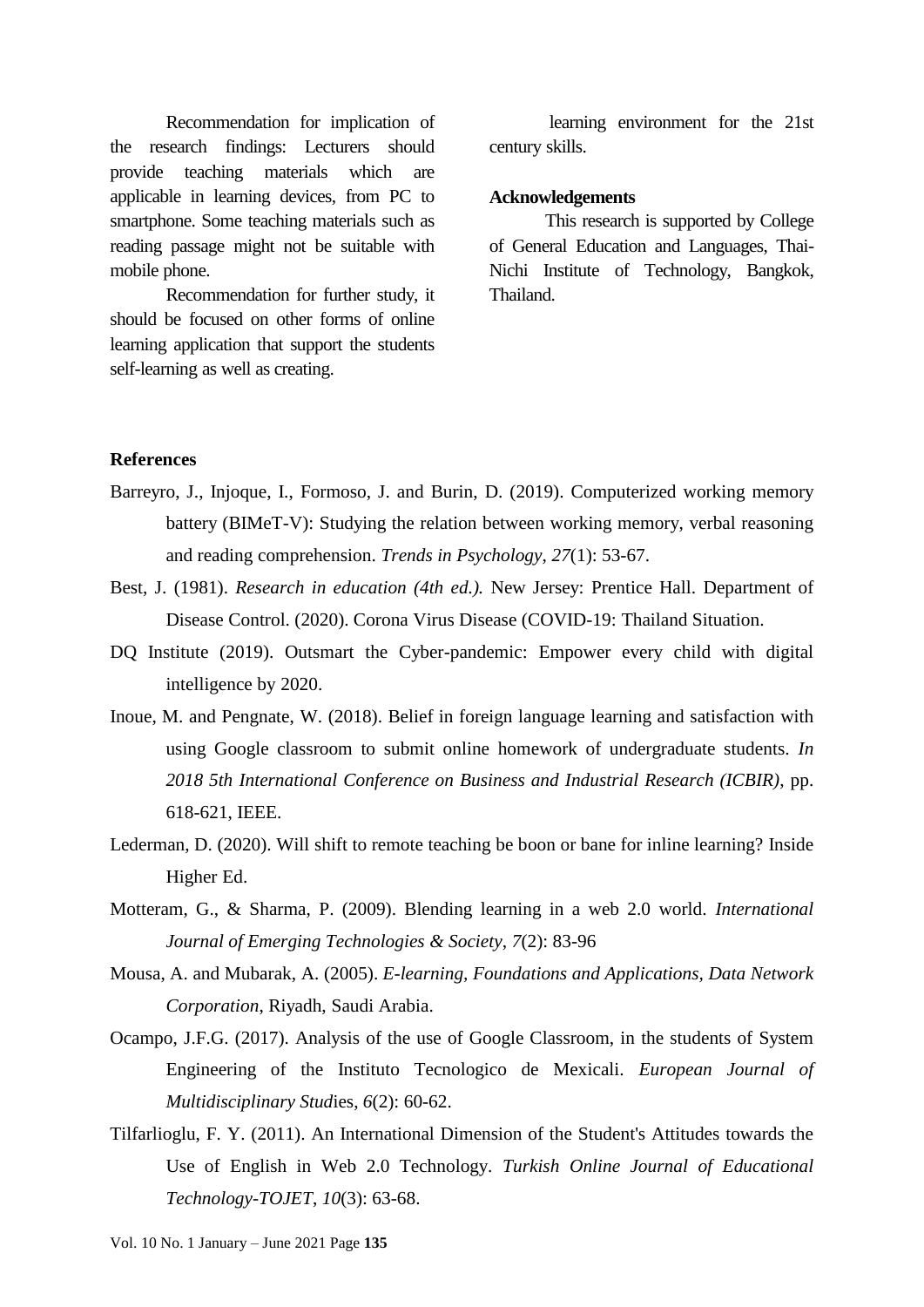Recommendation for implication of the research findings: Lecturers should provide teaching materials which are applicable in learning devices, from PC to smartphone. Some teaching materials such as reading passage might not be suitable with mobile phone.

Recommendation for further study, it should be focused on other forms of online learning application that support the students self-learning as well as creating learning environment for the 21st century skills.

## Acknowledgements

This research is supported by College of General Education and Languages, Thai-Nichi Institute of Technology, Bangkok, Thailand.

## References

Barreyro, J., Injoque, I., Formoso, J. and Burin, D. (2019). Computerized working memory battery (BIMeT-V): Studying the relation between working memory, verbal reasoning and reading comprehension. *Trends in Psychology*, *27*(1): 53-67.

Best, J. (1981). *Research in education (4th ed.).* New Jersey: Prentice Hall. Department of Disease Control. (2020). Corona Virus Disease (COVID-19: Thailand Situation.

DQ Institute (2019). Outsmart the Cyber-pandemic: Empower every child with digital intelligence by 2020.

Inoue, M. and Pengnate, W. (2018). Belief in foreign language learning and satisfaction with using Google classroom to submit online homework of undergraduate students. *In 2018 5th International Conference on Business and Industrial Research (ICBIR)*, pp. 618-621, IEEE.

Lederman, D. (2020). Will shift to remote teaching be boon or bane for inline learning? Inside Higher Ed.

Motteram, G., & Sharma, P. (2009). Blending learning in a web 2.0 world. *International Journal of Emerging Technologies & Society*, *7*(2): 83-96

Mousa, A. and Mubarak, A. (2005). *E-learning, Foundations and Applications, Data Network Corporation*, Riyadh, Saudi Arabia.

Ocampo, J.F.G. (2017). Analysis of the use of Google Classroom, in the students of System Engineering of the Instituto Tecnologico de Mexicali. *European Journal of Multidisciplinary Stud*ies, *6*(2): 60-62.

Tilfarlioglu, F. Y. (2011). An International Dimension of the Student's Attitudes towards the Use of English in Web 2.0 Technology. *Turkish Online Journal of Educational Technology-TOJET*, *10*(3): 63-68.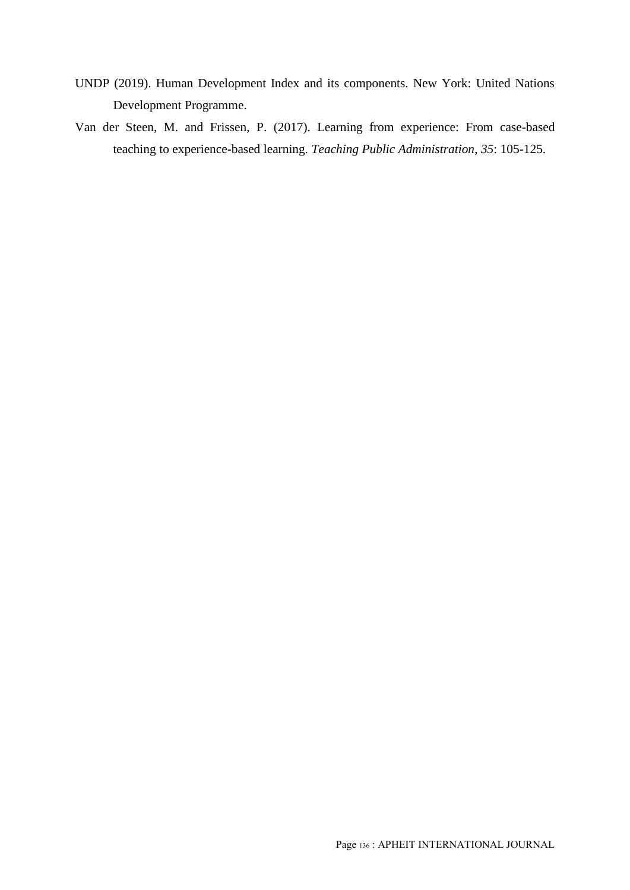UNDP (2019). Human Development Index and its components. New York: United Nations Development Programme.

Van der Steen, M. and Frissen, P. (2017). Learning from experience: From case-based teaching to experience-based learning. *Teaching Public Administration*, *35*: 105-125.